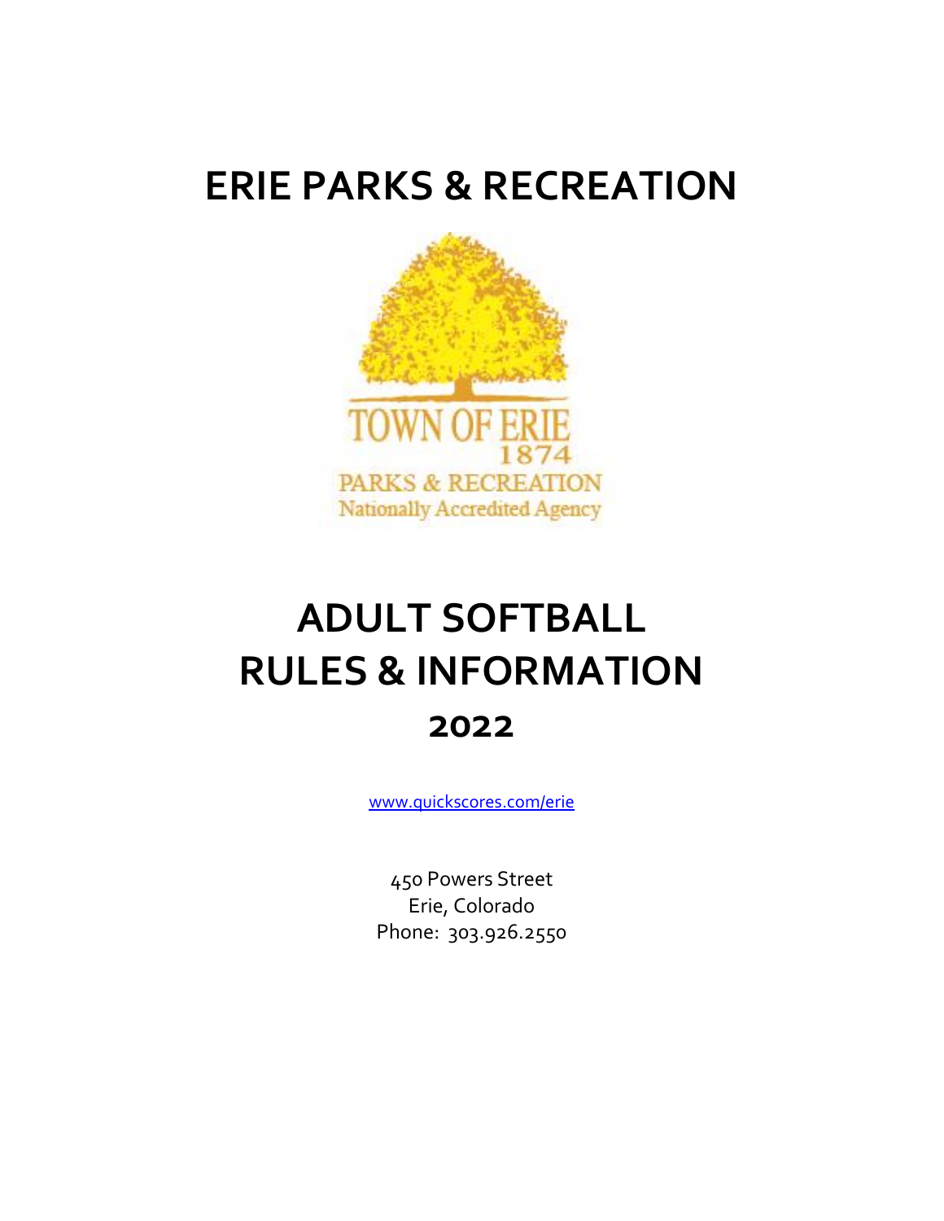# ERIE PARKS & RECREATION

TOWN OF ERIE
1874
PARKS & RECREATION
Nationally Accredited Agency

# ADULT SOFTBALL RULES & INFORMATION

## 2022

www.quickscores.com/erie

450 Powers Street
Erie, Colorado
Phone: 303.926.2550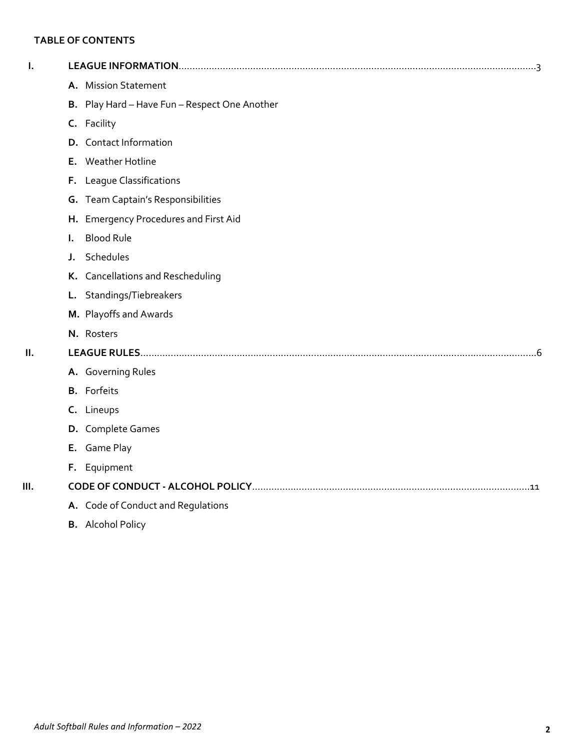**TABLE OF CONTENTS**

**I. LEAGUE INFORMATION**..........3

- **A.** Mission Statement
- **B.** Play Hard – Have Fun – Respect One Another
- **C.** Facility
- **D.** Contact Information
- **E.** Weather Hotline
- **F.** League Classifications
- **G.** Team Captain's Responsibilities
- **H.** Emergency Procedures and First Aid
- **I.** Blood Rule
- **J.** Schedules
- **K.** Cancellations and Rescheduling
- **L.** Standings/Tiebreakers
- **M.** Playoffs and Awards
- **N.** Rosters

**II. LEAGUE RULES**..........6

- **A.** Governing Rules
- **B.** Forfeits
- **C.** Lineups
- **D.** Complete Games
- **E.** Game Play
- **F.** Equipment

**III. CODE OF CONDUCT - ALCOHOL POLICY**..........11

- **A.** Code of Conduct and Regulations
- **B.** Alcohol Policy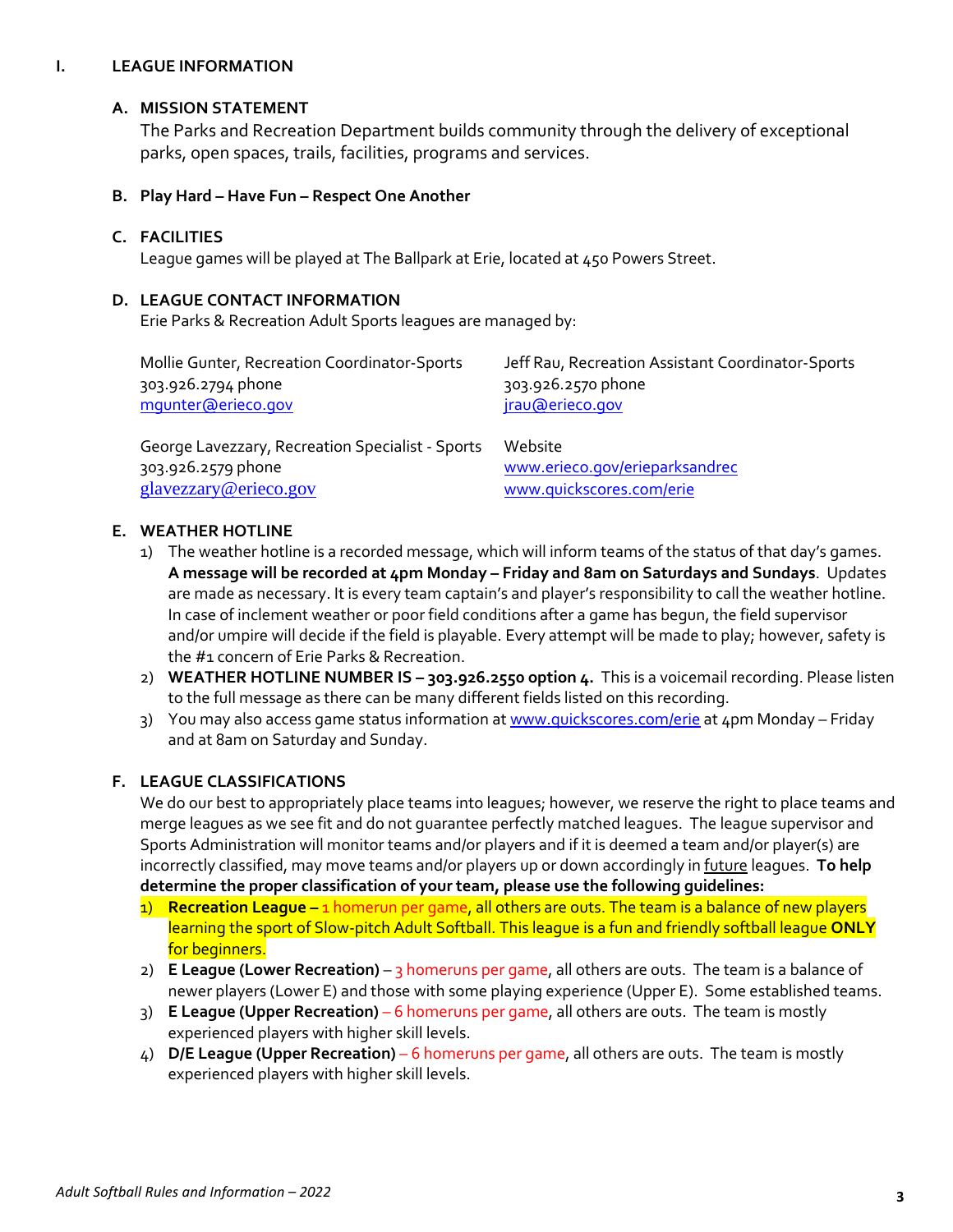# I. LEAGUE INFORMATION

## A. MISSION STATEMENT

The Parks and Recreation Department builds community through the delivery of exceptional parks, open spaces, trails, facilities, programs and services.

## B. Play Hard – Have Fun – Respect One Another

## C. FACILITIES

League games will be played at The Ballpark at Erie, located at 450 Powers Street.

## D. LEAGUE CONTACT INFORMATION

Erie Parks & Recreation Adult Sports leagues are managed by:

Mollie Gunter, Recreation Coordinator-Sports
303.926.2794 phone
mgunter@erieco.gov

Jeff Rau, Recreation Assistant Coordinator-Sports
303.926.2570 phone
jrau@erieco.gov

George Lavezzary, Recreation Specialist - Sports
303.926.2579 phone
glavezzary@erieco.gov

Website
www.erieco.gov/erieparksandrec
www.quickscores.com/erie

## E. WEATHER HOTLINE

1) The weather hotline is a recorded message, which will inform teams of the status of that day's games. **A message will be recorded at 4pm Monday – Friday and 8am on Saturdays and Sundays**. Updates are made as necessary. It is every team captain's and player's responsibility to call the weather hotline. In case of inclement weather or poor field conditions after a game has begun, the field supervisor and/or umpire will decide if the field is playable. Every attempt will be made to play; however, safety is the #1 concern of Erie Parks & Recreation.
2) **WEATHER HOTLINE NUMBER IS – 303.926.2550 option 4.** This is a voicemail recording. Please listen to the full message as there can be many different fields listed on this recording.
3) You may also access game status information at www.quickscores.com/erie at 4pm Monday – Friday and at 8am on Saturday and Sunday.

## F. LEAGUE CLASSIFICATIONS

We do our best to appropriately place teams into leagues; however, we reserve the right to place teams and merge leagues as we see fit and do not guarantee perfectly matched leagues. The league supervisor and Sports Administration will monitor teams and/or players and if it is deemed a team and/or player(s) are incorrectly classified, may move teams and/or players up or down accordingly in future leagues. **To help determine the proper classification of your team, please use the following guidelines:**

1) **Recreation League –** 1 homerun per game, all others are outs. The team is a balance of new players learning the sport of Slow-pitch Adult Softball. This league is a fun and friendly softball league **ONLY** for beginners.
2) **E League (Lower Recreation)** – 3 homeruns per game, all others are outs. The team is a balance of newer players (Lower E) and those with some playing experience (Upper E). Some established teams.
3) **E League (Upper Recreation)** – 6 homeruns per game, all others are outs. The team is mostly experienced players with higher skill levels.
4) **D/E League (Upper Recreation)** – 6 homeruns per game, all others are outs. The team is mostly experienced players with higher skill levels.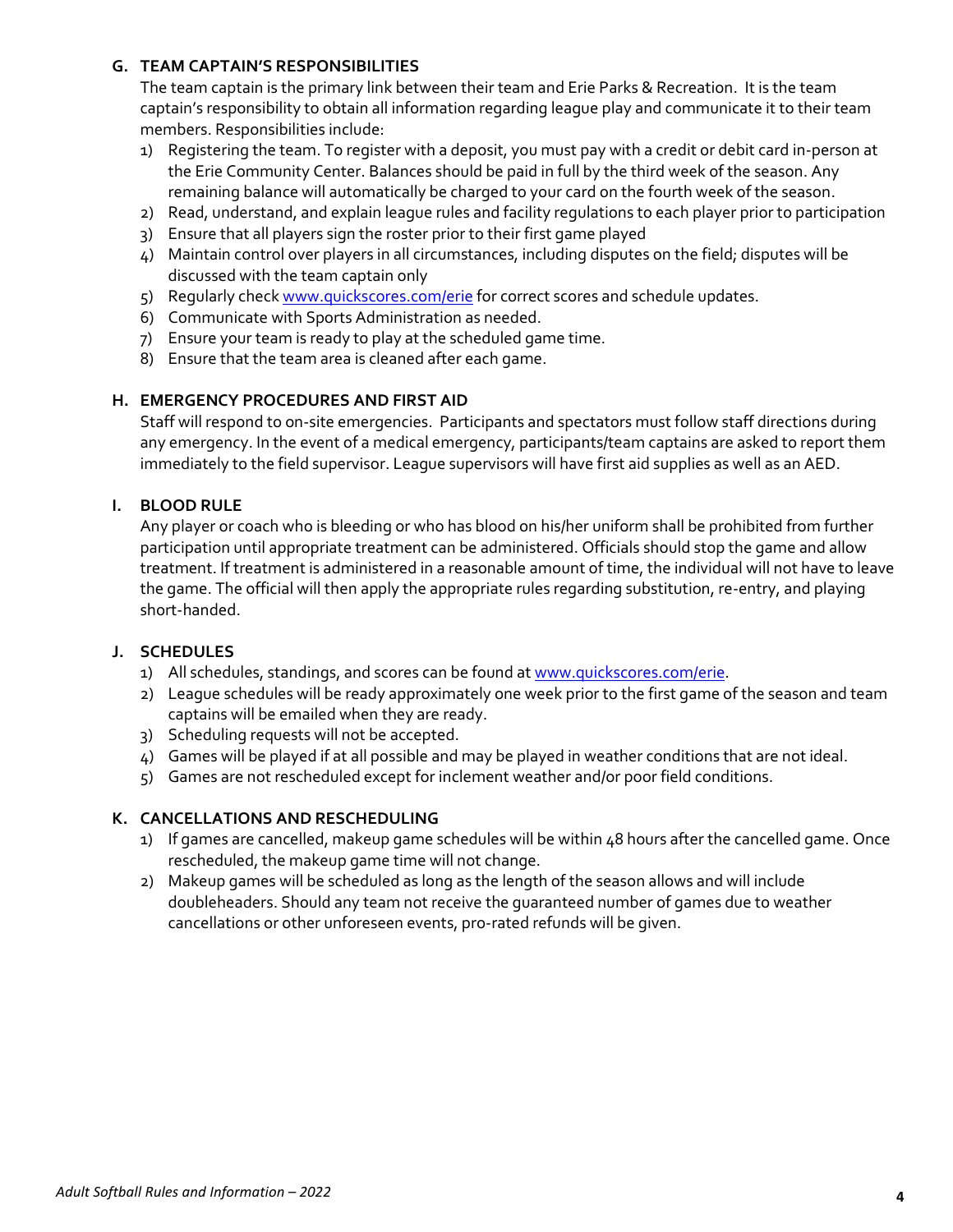### G. TEAM CAPTAIN'S RESPONSIBILITIES

The team captain is the primary link between their team and Erie Parks & Recreation. It is the team captain's responsibility to obtain all information regarding league play and communicate it to their team members. Responsibilities include:

1) Registering the team. To register with a deposit, you must pay with a credit or debit card in-person at the Erie Community Center. Balances should be paid in full by the third week of the season. Any remaining balance will automatically be charged to your card on the fourth week of the season.
2) Read, understand, and explain league rules and facility regulations to each player prior to participation
3) Ensure that all players sign the roster prior to their first game played
4) Maintain control over players in all circumstances, including disputes on the field; disputes will be discussed with the team captain only
5) Regularly check [www.quickscores.com/erie](www.quickscores.com/erie) for correct scores and schedule updates.
6) Communicate with Sports Administration as needed.
7) Ensure your team is ready to play at the scheduled game time.
8) Ensure that the team area is cleaned after each game.

### H. EMERGENCY PROCEDURES AND FIRST AID

Staff will respond to on-site emergencies. Participants and spectators must follow staff directions during any emergency. In the event of a medical emergency, participants/team captains are asked to report them immediately to the field supervisor. League supervisors will have first aid supplies as well as an AED.

### I. BLOOD RULE

Any player or coach who is bleeding or who has blood on his/her uniform shall be prohibited from further participation until appropriate treatment can be administered. Officials should stop the game and allow treatment. If treatment is administered in a reasonable amount of time, the individual will not have to leave the game. The official will then apply the appropriate rules regarding substitution, re-entry, and playing short-handed.

### J. SCHEDULES

1) All schedules, standings, and scores can be found at [www.quickscores.com/erie](www.quickscores.com/erie).
2) League schedules will be ready approximately one week prior to the first game of the season and team captains will be emailed when they are ready.
3) Scheduling requests will not be accepted.
4) Games will be played if at all possible and may be played in weather conditions that are not ideal.
5) Games are not rescheduled except for inclement weather and/or poor field conditions.

### K. CANCELLATIONS AND RESCHEDULING

1) If games are cancelled, makeup game schedules will be within 48 hours after the cancelled game. Once rescheduled, the makeup game time will not change.
2) Makeup games will be scheduled as long as the length of the season allows and will include doubleheaders. Should any team not receive the guaranteed number of games due to weather cancellations or other unforeseen events, pro-rated refunds will be given.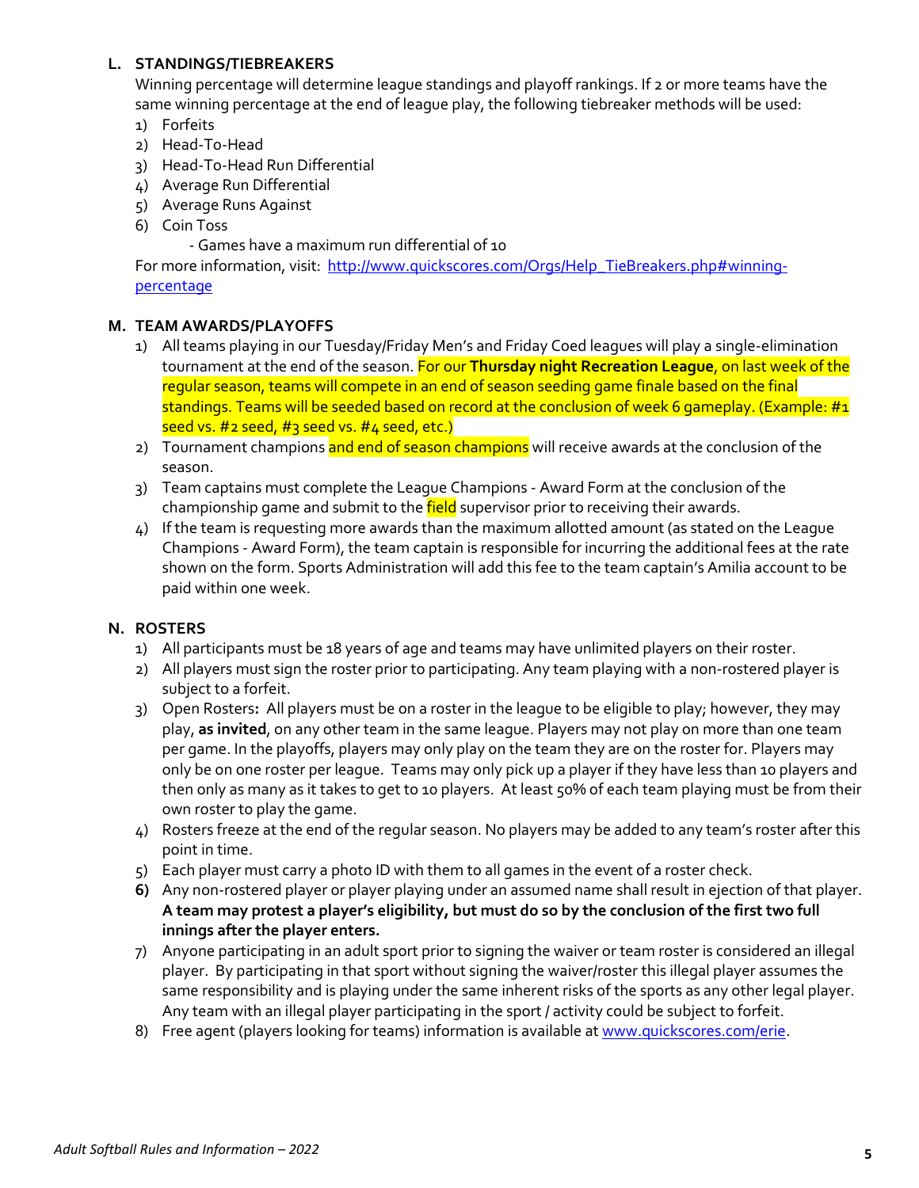### L. STANDINGS/TIEBREAKERS

Winning percentage will determine league standings and playoff rankings. If 2 or more teams have the same winning percentage at the end of league play, the following tiebreaker methods will be used:

1) Forfeits
2) Head-To-Head
3) Head-To-Head Run Differential
4) Average Run Differential
5) Average Runs Against
6) Coin Toss
   - Games have a maximum run differential of 10

For more information, visit: [http://www.quickscores.com/Orgs/Help_TieBreakers.php#winning-percentage](http://www.quickscores.com/Orgs/Help_TieBreakers.php#winning-percentage)

### M. TEAM AWARDS/PLAYOFFS

1) All teams playing in our Tuesday/Friday Men's and Friday Coed leagues will play a single-elimination tournament at the end of the season. For our **Thursday night Recreation League**, on last week of the regular season, teams will compete in an end of season seeding game finale based on the final standings. Teams will be seeded based on record at the conclusion of week 6 gameplay. (Example: #1 seed vs. #2 seed, #3 seed vs. #4 seed, etc.)
2) Tournament champions and end of season champions will receive awards at the conclusion of the season.
3) Team captains must complete the League Champions - Award Form at the conclusion of the championship game and submit to the field supervisor prior to receiving their awards.
4) If the team is requesting more awards than the maximum allotted amount (as stated on the League Champions - Award Form), the team captain is responsible for incurring the additional fees at the rate shown on the form. Sports Administration will add this fee to the team captain's Amilia account to be paid within one week.

### N. ROSTERS

1) All participants must be 18 years of age and teams may have unlimited players on their roster.
2) All players must sign the roster prior to participating. Any team playing with a non-rostered player is subject to a forfeit.
3) Open Rosters**:** All players must be on a roster in the league to be eligible to play; however, they may play, **as invited**, on any other team in the same league. Players may not play on more than one team per game. In the playoffs, players may only play on the team they are on the roster for. Players may only be on one roster per league. Teams may only pick up a player if they have less than 10 players and then only as many as it takes to get to 10 players. At least 50% of each team playing must be from their own roster to play the game.
4) Rosters freeze at the end of the regular season. No players may be added to any team's roster after this point in time.
5) Each player must carry a photo ID with them to all games in the event of a roster check.
6) Any non-rostered player or player playing under an assumed name shall result in ejection of that player. **A team may protest a player's eligibility, but must do so by the conclusion of the first two full innings after the player enters.**
7) Anyone participating in an adult sport prior to signing the waiver or team roster is considered an illegal player. By participating in that sport without signing the waiver/roster this illegal player assumes the same responsibility and is playing under the same inherent risks of the sports as any other legal player. Any team with an illegal player participating in the sport / activity could be subject to forfeit.
8) Free agent (players looking for teams) information is available at [www.quickscores.com/erie](http://www.quickscores.com/erie).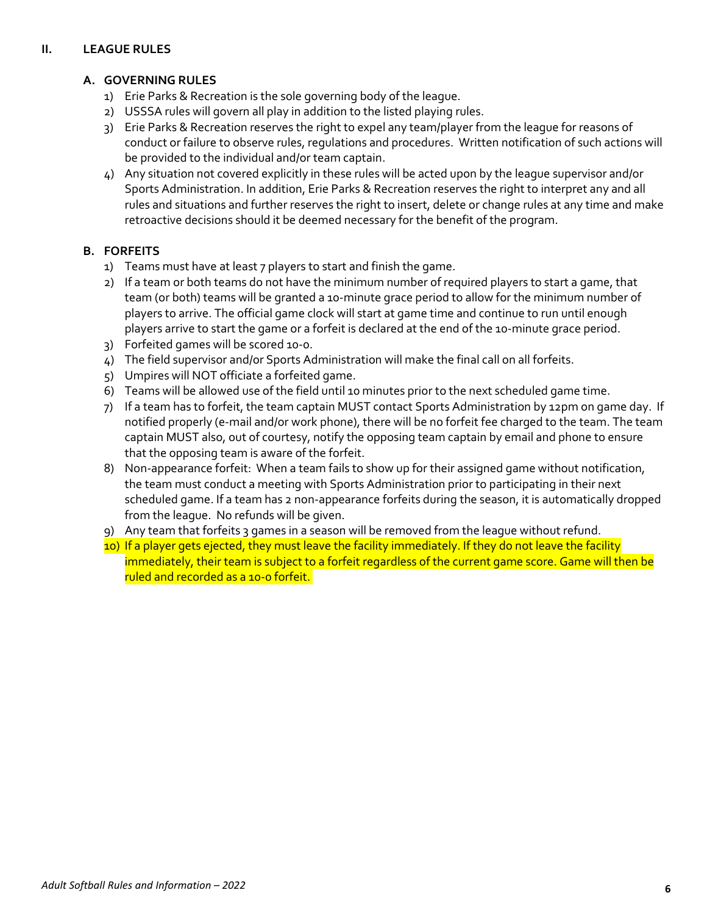## II. LEAGUE RULES

### A. GOVERNING RULES

1) Erie Parks & Recreation is the sole governing body of the league.
2) USSSA rules will govern all play in addition to the listed playing rules.
3) Erie Parks & Recreation reserves the right to expel any team/player from the league for reasons of conduct or failure to observe rules, regulations and procedures. Written notification of such actions will be provided to the individual and/or team captain.
4) Any situation not covered explicitly in these rules will be acted upon by the league supervisor and/or Sports Administration. In addition, Erie Parks & Recreation reserves the right to interpret any and all rules and situations and further reserves the right to insert, delete or change rules at any time and make retroactive decisions should it be deemed necessary for the benefit of the program.

### B. FORFEITS

1) Teams must have at least 7 players to start and finish the game.
2) If a team or both teams do not have the minimum number of required players to start a game, that team (or both) teams will be granted a 10-minute grace period to allow for the minimum number of players to arrive. The official game clock will start at game time and continue to run until enough players arrive to start the game or a forfeit is declared at the end of the 10-minute grace period.
3) Forfeited games will be scored 10-0.
4) The field supervisor and/or Sports Administration will make the final call on all forfeits.
5) Umpires will NOT officiate a forfeited game.
6) Teams will be allowed use of the field until 10 minutes prior to the next scheduled game time.
7) If a team has to forfeit, the team captain MUST contact Sports Administration by 12pm on game day. If notified properly (e-mail and/or work phone), there will be no forfeit fee charged to the team. The team captain MUST also, out of courtesy, notify the opposing team captain by email and phone to ensure that the opposing team is aware of the forfeit.
8) Non-appearance forfeit: When a team fails to show up for their assigned game without notification, the team must conduct a meeting with Sports Administration prior to participating in their next scheduled game. If a team has 2 non-appearance forfeits during the season, it is automatically dropped from the league. No refunds will be given.
9) Any team that forfeits 3 games in a season will be removed from the league without refund.
10) If a player gets ejected, they must leave the facility immediately. If they do not leave the facility immediately, their team is subject to a forfeit regardless of the current game score. Game will then be ruled and recorded as a 10-0 forfeit.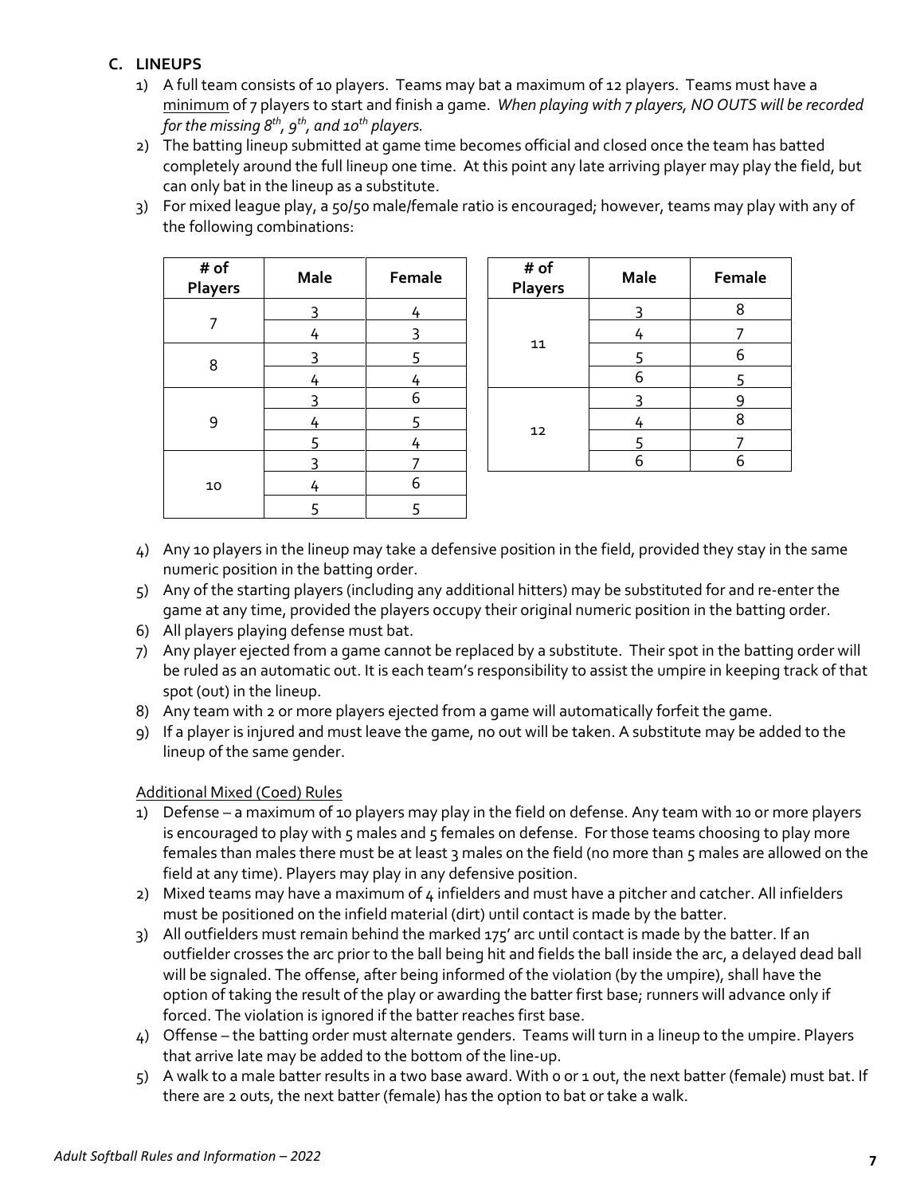### C. LINEUPS

1) A full team consists of 10 players. Teams may bat a maximum of 12 players. Teams must have a minimum of 7 players to start and finish a game. *When playing with 7 players, NO OUTS will be recorded for the missing 8th, 9th, and 10th players.*
2) The batting lineup submitted at game time becomes official and closed once the team has batted completely around the full lineup one time. At this point any late arriving player may play the field, but can only bat in the lineup as a substitute.
3) For mixed league play, a 50/50 male/female ratio is encouraged; however, teams may play with any of the following combinations:

| # of Players | Male | Female |
|---|---|---|
| 7 | 3 | 4 |
| | 4 | 3 |
| 8 | 3 | 5 |
| | 4 | 4 |
| 9 | 3 | 6 |
| | 4 | 5 |
| | 5 | 4 |
| 10 | 3 | 7 |
| | 4 | 6 |
| | 5 | 5 |

| # of Players | Male | Female |
|---|---|---|
| 11 | 3 | 8 |
| | 4 | 7 |
| | 5 | 6 |
| | 6 | 5 |
| 12 | 3 | 9 |
| | 4 | 8 |
| | 5 | 7 |
| | 6 | 6 |

4) Any 10 players in the lineup may take a defensive position in the field, provided they stay in the same numeric position in the batting order.
5) Any of the starting players (including any additional hitters) may be substituted for and re-enter the game at any time, provided the players occupy their original numeric position in the batting order.
6) All players playing defense must bat.
7) Any player ejected from a game cannot be replaced by a substitute. Their spot in the batting order will be ruled as an automatic out. It is each team's responsibility to assist the umpire in keeping track of that spot (out) in the lineup.
8) Any team with 2 or more players ejected from a game will automatically forfeit the game.
9) If a player is injured and must leave the game, no out will be taken. A substitute may be added to the lineup of the same gender.

Additional Mixed (Coed) Rules

1) Defense – a maximum of 10 players may play in the field on defense. Any team with 10 or more players is encouraged to play with 5 males and 5 females on defense. For those teams choosing to play more females than males there must be at least 3 males on the field (no more than 5 males are allowed on the field at any time). Players may play in any defensive position.
2) Mixed teams may have a maximum of 4 infielders and must have a pitcher and catcher. All infielders must be positioned on the infield material (dirt) until contact is made by the batter.
3) All outfielders must remain behind the marked 175' arc until contact is made by the batter. If an outfielder crosses the arc prior to the ball being hit and fields the ball inside the arc, a delayed dead ball will be signaled. The offense, after being informed of the violation (by the umpire), shall have the option of taking the result of the play or awarding the batter first base; runners will advance only if forced. The violation is ignored if the batter reaches first base.
4) Offense – the batting order must alternate genders. Teams will turn in a lineup to the umpire. Players that arrive late may be added to the bottom of the line-up.
5) A walk to a male batter results in a two base award. With 0 or 1 out, the next batter (female) must bat. If there are 2 outs, the next batter (female) has the option to bat or take a walk.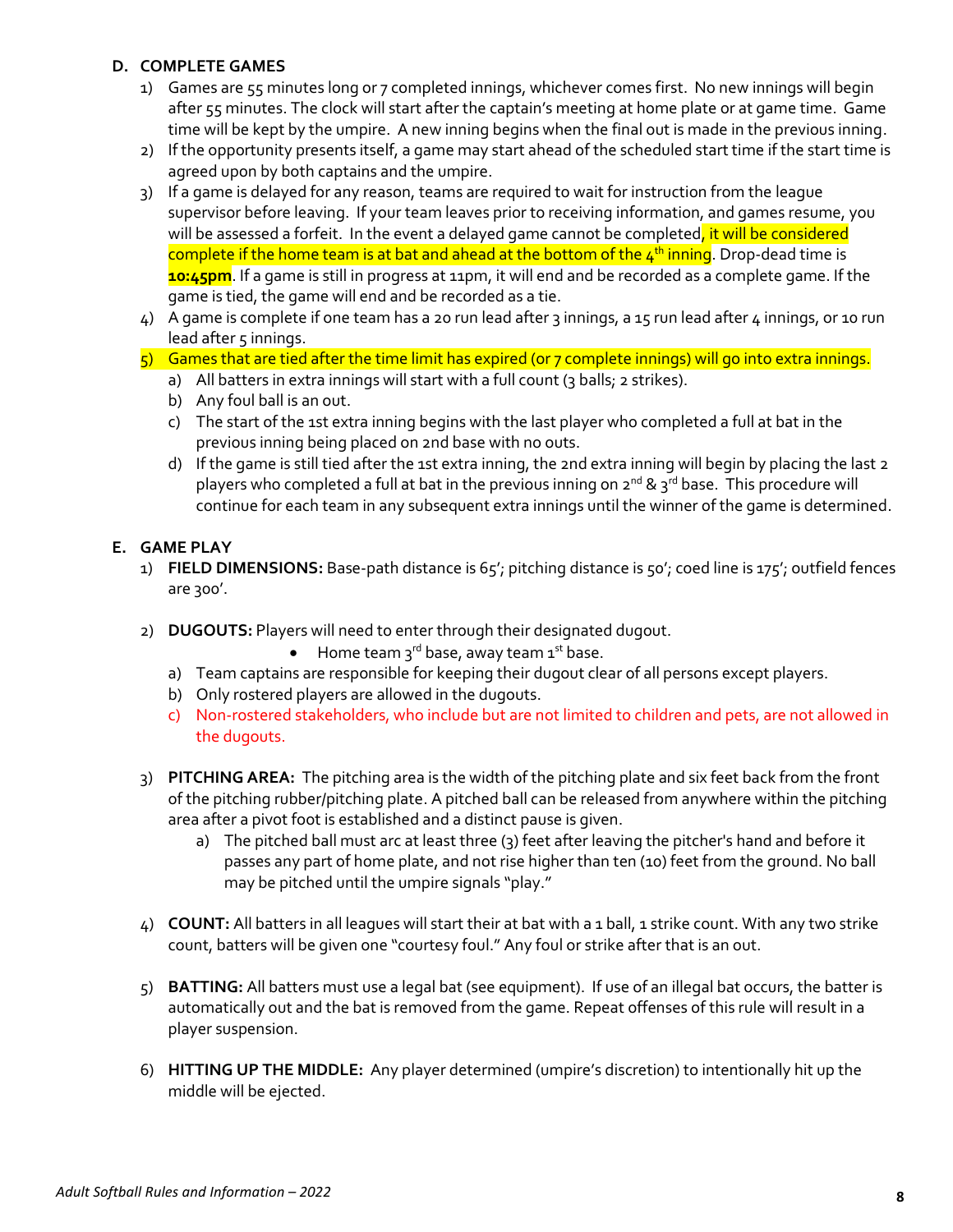## D. COMPLETE GAMES

1) Games are 55 minutes long or 7 completed innings, whichever comes first. No new innings will begin after 55 minutes. The clock will start after the captain's meeting at home plate or at game time. Game time will be kept by the umpire. A new inning begins when the final out is made in the previous inning.
2) If the opportunity presents itself, a game may start ahead of the scheduled start time if the start time is agreed upon by both captains and the umpire.
3) If a game is delayed for any reason, teams are required to wait for instruction from the league supervisor before leaving. If your team leaves prior to receiving information, and games resume, you will be assessed a forfeit. In the event a delayed game cannot be completed, it will be considered complete if the home team is at bat and ahead at the bottom of the 4th inning. Drop-dead time is **10:45pm**. If a game is still in progress at 11pm, it will end and be recorded as a complete game. If the game is tied, the game will end and be recorded as a tie.
4) A game is complete if one team has a 20 run lead after 3 innings, a 15 run lead after 4 innings, or 10 run lead after 5 innings.
5) Games that are tied after the time limit has expired (or 7 complete innings) will go into extra innings.
   a) All batters in extra innings will start with a full count (3 balls; 2 strikes).
   b) Any foul ball is an out.
   c) The start of the 1st extra inning begins with the last player who completed a full at bat in the previous inning being placed on 2nd base with no outs.
   d) If the game is still tied after the 1st extra inning, the 2nd extra inning will begin by placing the last 2 players who completed a full at bat in the previous inning on 2nd & 3rd base. This procedure will continue for each team in any subsequent extra innings until the winner of the game is determined.

## E. GAME PLAY

1) **FIELD DIMENSIONS:** Base-path distance is 65'; pitching distance is 50'; coed line is 175'; outfield fences are 300'.

2) **DUGOUTS:** Players will need to enter through their designated dugout.
   - Home team 3rd base, away team 1st base.

   a) Team captains are responsible for keeping their dugout clear of all persons except players.
   b) Only rostered players are allowed in the dugouts.
   c) Non-rostered stakeholders, who include but are not limited to children and pets, are not allowed in the dugouts.

3) **PITCHING AREA:** The pitching area is the width of the pitching plate and six feet back from the front of the pitching rubber/pitching plate. A pitched ball can be released from anywhere within the pitching area after a pivot foot is established and a distinct pause is given.
   a) The pitched ball must arc at least three (3) feet after leaving the pitcher's hand and before it passes any part of home plate, and not rise higher than ten (10) feet from the ground. No ball may be pitched until the umpire signals "play."

4) **COUNT:** All batters in all leagues will start their at bat with a 1 ball, 1 strike count. With any two strike count, batters will be given one "courtesy foul." Any foul or strike after that is an out.

5) **BATTING:** All batters must use a legal bat (see equipment). If use of an illegal bat occurs, the batter is automatically out and the bat is removed from the game. Repeat offenses of this rule will result in a player suspension.

6) **HITTING UP THE MIDDLE:** Any player determined (umpire's discretion) to intentionally hit up the middle will be ejected.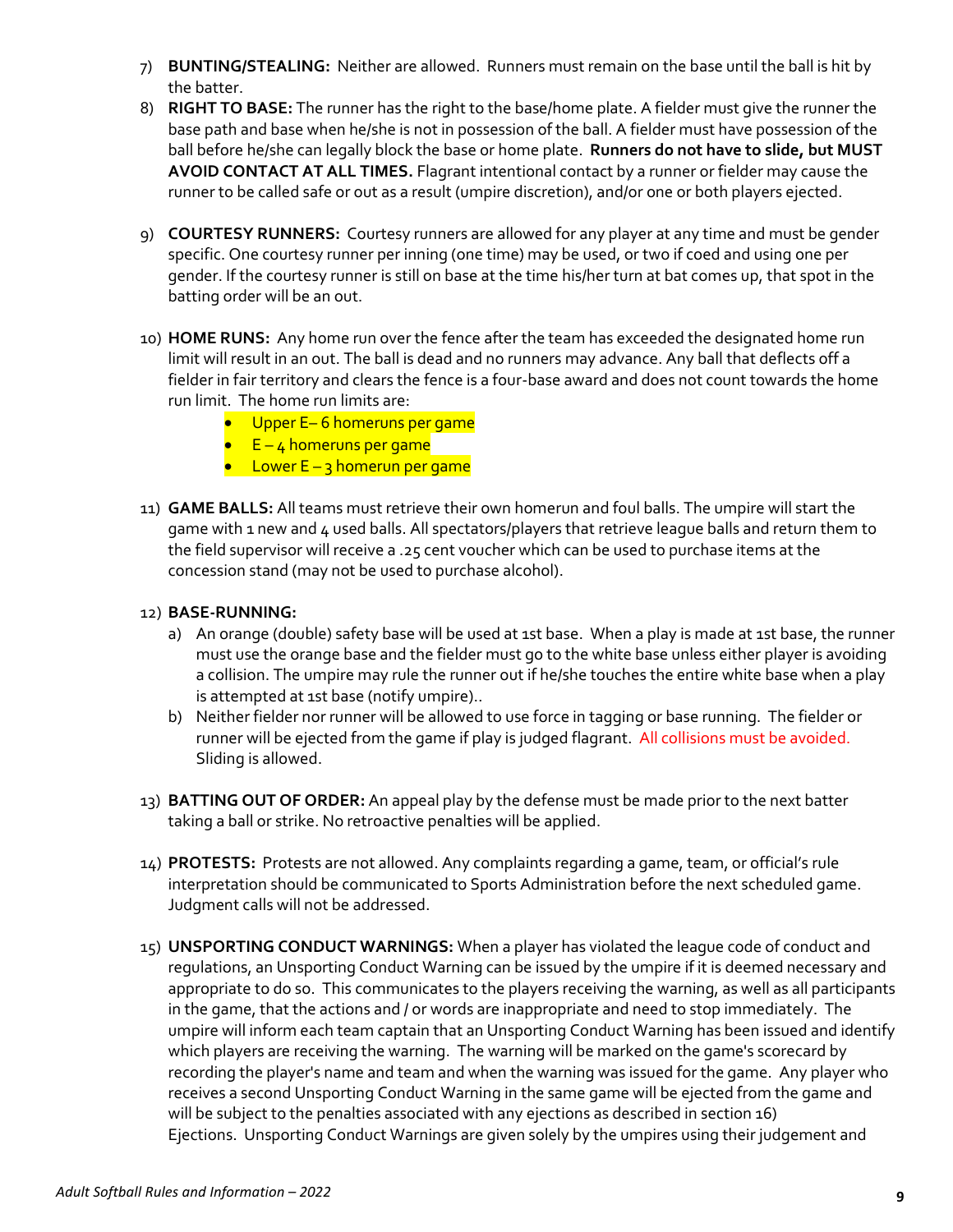7) **BUNTING/STEALING:** Neither are allowed. Runners must remain on the base until the ball is hit by the batter.

8) **RIGHT TO BASE:** The runner has the right to the base/home plate. A fielder must give the runner the base path and base when he/she is not in possession of the ball. A fielder must have possession of the ball before he/she can legally block the base or home plate. **Runners do not have to slide, but MUST AVOID CONTACT AT ALL TIMES.** Flagrant intentional contact by a runner or fielder may cause the runner to be called safe or out as a result (umpire discretion), and/or one or both players ejected.

9) **COURTESY RUNNERS:** Courtesy runners are allowed for any player at any time and must be gender specific. One courtesy runner per inning (one time) may be used, or two if coed and using one per gender. If the courtesy runner is still on base at the time his/her turn at bat comes up, that spot in the batting order will be an out.

10) **HOME RUNS:** Any home run over the fence after the team has exceeded the designated home run limit will result in an out. The ball is dead and no runners may advance. Any ball that deflects off a fielder in fair territory and clears the fence is a four-base award and does not count towards the home run limit. The home run limits are:
    - Upper E– 6 homeruns per game
    - E – 4 homeruns per game
    - Lower E – 3 homerun per game

11) **GAME BALLS:** All teams must retrieve their own homerun and foul balls. The umpire will start the game with 1 new and 4 used balls. All spectators/players that retrieve league balls and return them to the field supervisor will receive a .25 cent voucher which can be used to purchase items at the concession stand (may not be used to purchase alcohol).

12) **BASE-RUNNING:**
    a) An orange (double) safety base will be used at 1st base. When a play is made at 1st base, the runner must use the orange base and the fielder must go to the white base unless either player is avoiding a collision. The umpire may rule the runner out if he/she touches the entire white base when a play is attempted at 1st base (notify umpire)..
    b) Neither fielder nor runner will be allowed to use force in tagging or base running. The fielder or runner will be ejected from the game if play is judged flagrant. All collisions must be avoided. Sliding is allowed.

13) **BATTING OUT OF ORDER:** An appeal play by the defense must be made prior to the next batter taking a ball or strike. No retroactive penalties will be applied.

14) **PROTESTS:** Protests are not allowed. Any complaints regarding a game, team, or official's rule interpretation should be communicated to Sports Administration before the next scheduled game. Judgment calls will not be addressed.

15) **UNSPORTING CONDUCT WARNINGS:** When a player has violated the league code of conduct and regulations, an Unsporting Conduct Warning can be issued by the umpire if it is deemed necessary and appropriate to do so. This communicates to the players receiving the warning, as well as all participants in the game, that the actions and / or words are inappropriate and need to stop immediately. The umpire will inform each team captain that an Unsporting Conduct Warning has been issued and identify which players are receiving the warning. The warning will be marked on the game's scorecard by recording the player's name and team and when the warning was issued for the game. Any player who receives a second Unsporting Conduct Warning in the same game will be ejected from the game and will be subject to the penalties associated with any ejections as described in section 16) Ejections. Unsporting Conduct Warnings are given solely by the umpires using their judgement and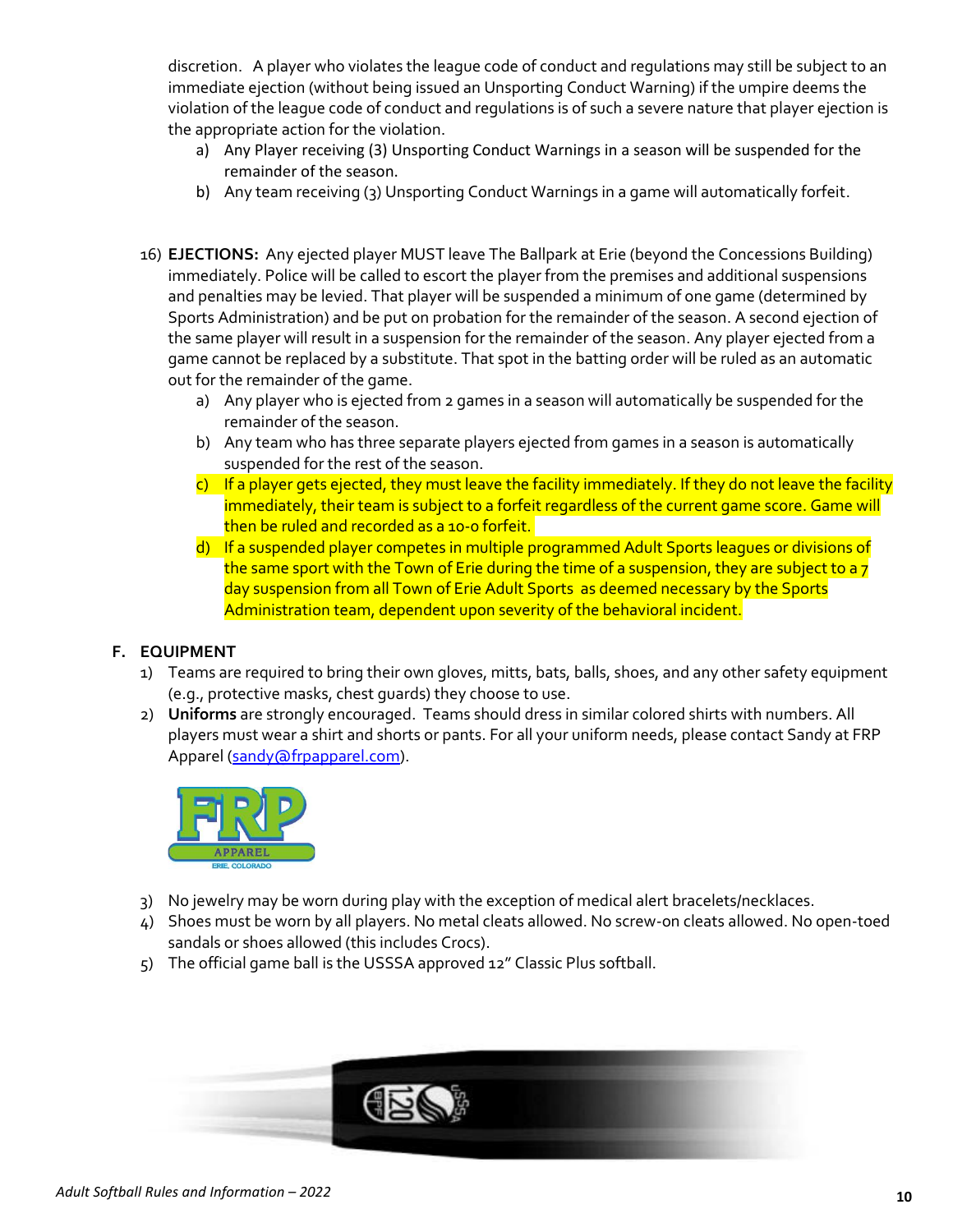discretion. A player who violates the league code of conduct and regulations may still be subject to an immediate ejection (without being issued an Unsporting Conduct Warning) if the umpire deems the violation of the league code of conduct and regulations is of such a severe nature that player ejection is the appropriate action for the violation.

a) Any Player receiving (3) Unsporting Conduct Warnings in a season will be suspended for the remainder of the season.
b) Any team receiving (3) Unsporting Conduct Warnings in a game will automatically forfeit.

16) **EJECTIONS:** Any ejected player MUST leave The Ballpark at Erie (beyond the Concessions Building) immediately. Police will be called to escort the player from the premises and additional suspensions and penalties may be levied. That player will be suspended a minimum of one game (determined by Sports Administration) and be put on probation for the remainder of the season. A second ejection of the same player will result in a suspension for the remainder of the season. Any player ejected from a game cannot be replaced by a substitute. That spot in the batting order will be ruled as an automatic out for the remainder of the game.
    a) Any player who is ejected from 2 games in a season will automatically be suspended for the remainder of the season.
    b) Any team who has three separate players ejected from games in a season is automatically suspended for the rest of the season.
    c) If a player gets ejected, they must leave the facility immediately. If they do not leave the facility immediately, their team is subject to a forfeit regardless of the current game score. Game will then be ruled and recorded as a 10-0 forfeit.
    d) If a suspended player competes in multiple programmed Adult Sports leagues or divisions of the same sport with the Town of Erie during the time of a suspension, they are subject to a 7 day suspension from all Town of Erie Adult Sports as deemed necessary by the Sports Administration team, dependent upon severity of the behavioral incident.

## F. EQUIPMENT

1) Teams are required to bring their own gloves, mitts, bats, balls, shoes, and any other safety equipment (e.g., protective masks, chest guards) they choose to use.
2) **Uniforms** are strongly encouraged. Teams should dress in similar colored shirts with numbers. All players must wear a shirt and shorts or pants. For all your uniform needs, please contact Sandy at FRP Apparel (sandy@frpapparel.com).
3) No jewelry may be worn during play with the exception of medical alert bracelets/necklaces.
4) Shoes must be worn by all players. No metal cleats allowed. No screw-on cleats allowed. No open-toed sandals or shoes allowed (this includes Crocs).
5) The official game ball is the USSSA approved 12" Classic Plus softball.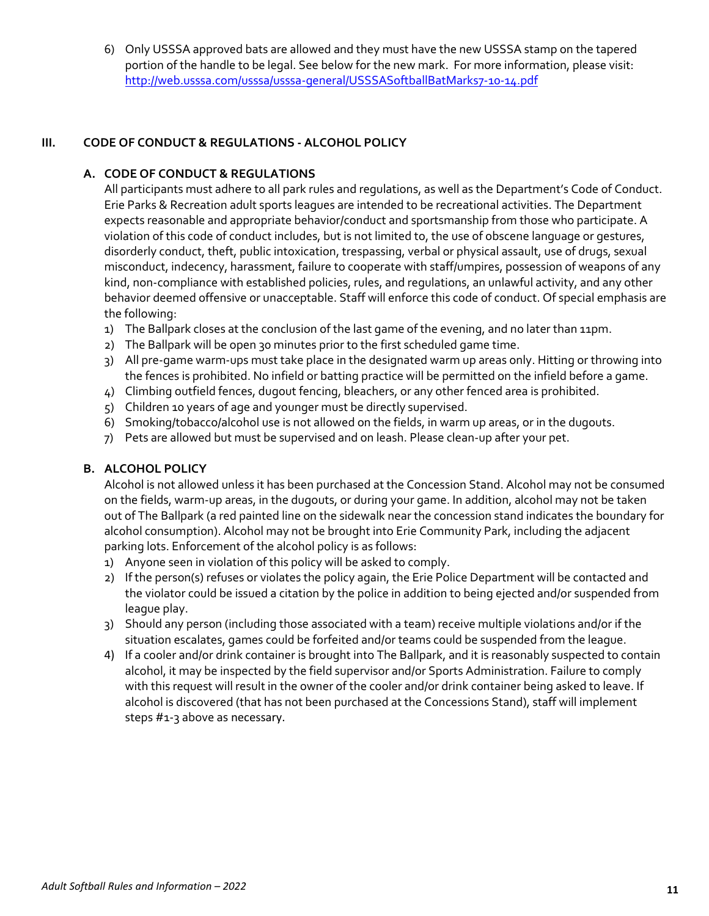6) Only USSSA approved bats are allowed and they must have the new USSSA stamp on the tapered portion of the handle to be legal. See below for the new mark. For more information, please visit: [http://web.usssa.com/usssa/usssa-general/USSSASoftballBatMarks7-10-14.pdf](http://web.usssa.com/usssa/usssa-general/USSSASoftballBatMarks7-10-14.pdf)

## III. CODE OF CONDUCT & REGULATIONS - ALCOHOL POLICY

### A. CODE OF CONDUCT & REGULATIONS

All participants must adhere to all park rules and regulations, as well as the Department's Code of Conduct. Erie Parks & Recreation adult sports leagues are intended to be recreational activities. The Department expects reasonable and appropriate behavior/conduct and sportsmanship from those who participate. A violation of this code of conduct includes, but is not limited to, the use of obscene language or gestures, disorderly conduct, theft, public intoxication, trespassing, verbal or physical assault, use of drugs, sexual misconduct, indecency, harassment, failure to cooperate with staff/umpires, possession of weapons of any kind, non-compliance with established policies, rules, and regulations, an unlawful activity, and any other behavior deemed offensive or unacceptable. Staff will enforce this code of conduct. Of special emphasis are the following:

1) The Ballpark closes at the conclusion of the last game of the evening, and no later than 11pm.
2) The Ballpark will be open 30 minutes prior to the first scheduled game time.
3) All pre-game warm-ups must take place in the designated warm up areas only. Hitting or throwing into the fences is prohibited. No infield or batting practice will be permitted on the infield before a game.
4) Climbing outfield fences, dugout fencing, bleachers, or any other fenced area is prohibited.
5) Children 10 years of age and younger must be directly supervised.
6) Smoking/tobacco/alcohol use is not allowed on the fields, in warm up areas, or in the dugouts.
7) Pets are allowed but must be supervised and on leash. Please clean-up after your pet.

### B. ALCOHOL POLICY

Alcohol is not allowed unless it has been purchased at the Concession Stand. Alcohol may not be consumed on the fields, warm-up areas, in the dugouts, or during your game. In addition, alcohol may not be taken out of The Ballpark (a red painted line on the sidewalk near the concession stand indicates the boundary for alcohol consumption). Alcohol may not be brought into Erie Community Park, including the adjacent parking lots. Enforcement of the alcohol policy is as follows:

1) Anyone seen in violation of this policy will be asked to comply.
2) If the person(s) refuses or violates the policy again, the Erie Police Department will be contacted and the violator could be issued a citation by the police in addition to being ejected and/or suspended from league play.
3) Should any person (including those associated with a team) receive multiple violations and/or if the situation escalates, games could be forfeited and/or teams could be suspended from the league.
4) If a cooler and/or drink container is brought into The Ballpark, and it is reasonably suspected to contain alcohol, it may be inspected by the field supervisor and/or Sports Administration. Failure to comply with this request will result in the owner of the cooler and/or drink container being asked to leave. If alcohol is discovered (that has not been purchased at the Concessions Stand), staff will implement steps #1-3 above as necessary.